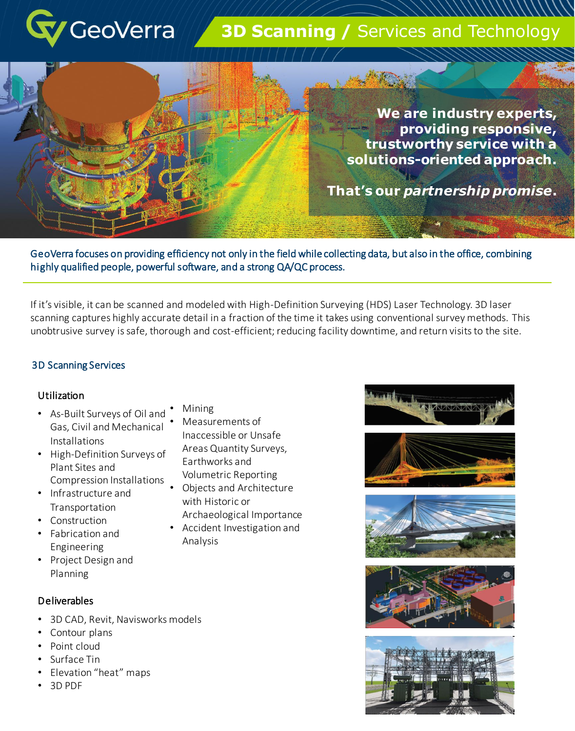GeoVerra

# 3D Scanning / Services and Technology

**We are industry experts, providing responsive, trustworthy service with a solutions-oriented approach.**

**That's our *partnership promise*.**

GeoVerra focuses on providing efficiency not only in the field while collecting data, but also in the office, combining highly qualified people, powerful software, and a strong QA/QC process.

If it's visible, it can be scanned and modeled with High-Definition Surveying (HDS) Laser Technology. 3D laser scanning captures highly accurate detail in a fraction of the time it takes using conventional survey methods. This unobtrusive survey is safe, thorough and cost-efficient; reducing facility downtime, and return visits to the site.

## 3D Scanning Services

### Utilization

- As-Built Surveys of Oil and Gas, Civil and Mechanical Installations
- High-Definition Surveys of Plant Sites and Compression Installations
- Infrastructure and Transportation
- Construction
- Fabrication and Engineering
- Project Design and Planning
- Mining
- Measurements of Inaccessible or Unsafe Areas Quantity Surveys, Earthworks and Volumetric Reporting
- Objects and Architecture with Historic or Archaeological Importance
- Accident Investigation and Analysis

### Deliverables

- 3D CAD, Revit, Navisworks models
- Contour plans
- Point cloud
- Surface Tin
- Elevation "heat" maps
- 3D PDF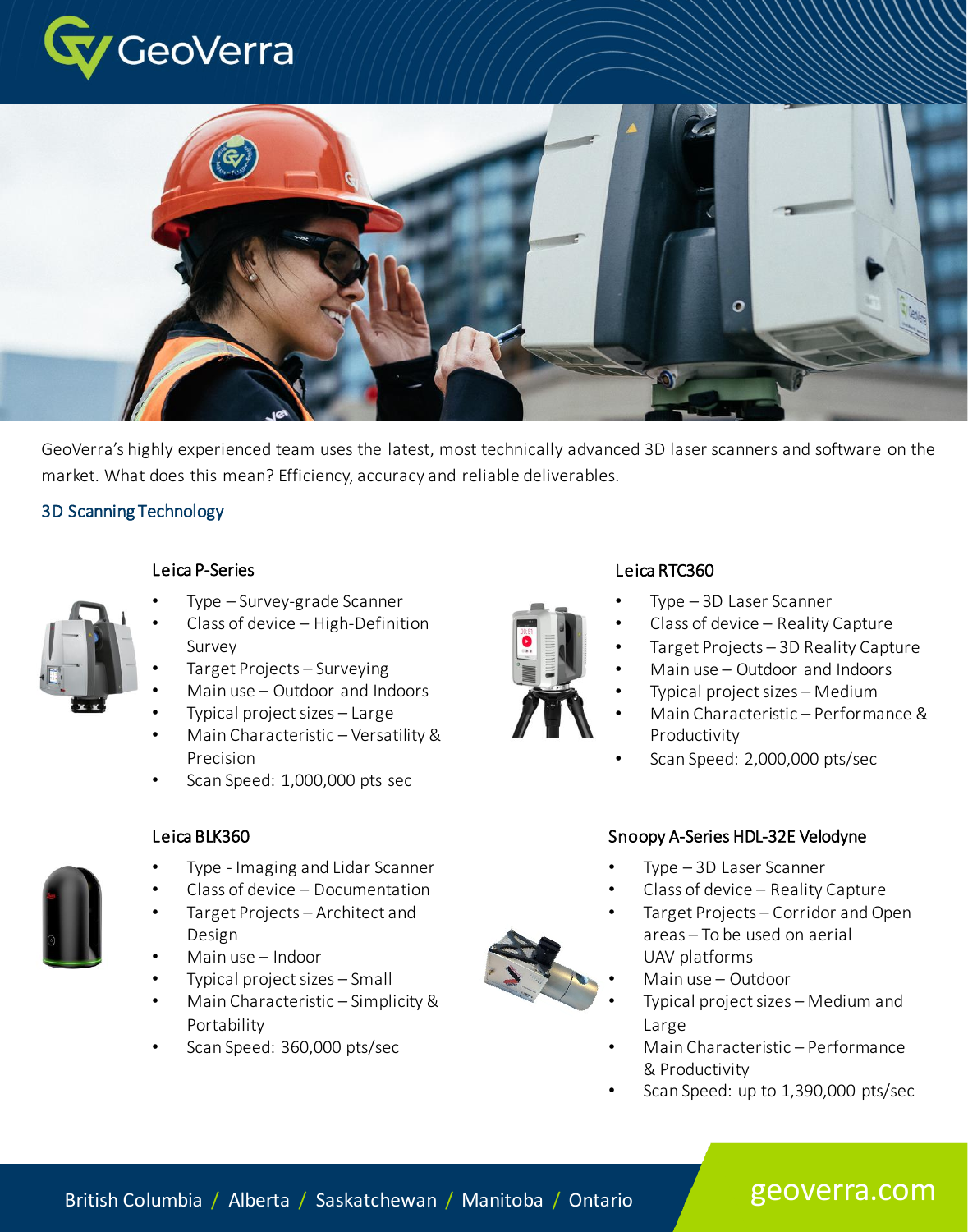GeoVerra's highly experienced team uses the latest, most technically advanced 3D laser scanners and software on the market. What does this mean? Efficiency, accuracy and reliable deliverables.

## 3D Scanning Technology

### Leica P-Series

- Type – Survey-grade Scanner
- Class of device – High-Definition Survey
- Target Projects – Surveying
- Main use – Outdoor and Indoors
- Typical project sizes – Large
- Main Characteristic – Versatility & Precision
- Scan Speed: 1,000,000 pts sec

### Leica RTC360

- Type – 3D Laser Scanner
- Class of device – Reality Capture
- Target Projects – 3D Reality Capture
- Main use – Outdoor and Indoors
- Typical project sizes – Medium
- Main Characteristic – Performance & Productivity
- Scan Speed: 2,000,000 pts/sec

### Leica BLK360

- Type - Imaging and Lidar Scanner
- Class of device – Documentation
- Target Projects – Architect and Design
- Main use – Indoor
- Typical project sizes – Small
- Main Characteristic – Simplicity & Portability
- Scan Speed: 360,000 pts/sec

### Snoopy A-Series HDL-32E Velodyne

- Type – 3D Laser Scanner
- Class of device – Reality Capture
- Target Projects – Corridor and Open areas – To be used on aerial UAV platforms
- Main use – Outdoor
- Typical project sizes – Medium and Large
- Main Characteristic – Performance & Productivity
- Scan Speed: up to 1,390,000 pts/sec

British Columbia / Alberta / Saskatchewan / Manitoba / Ontario

geoverra.com